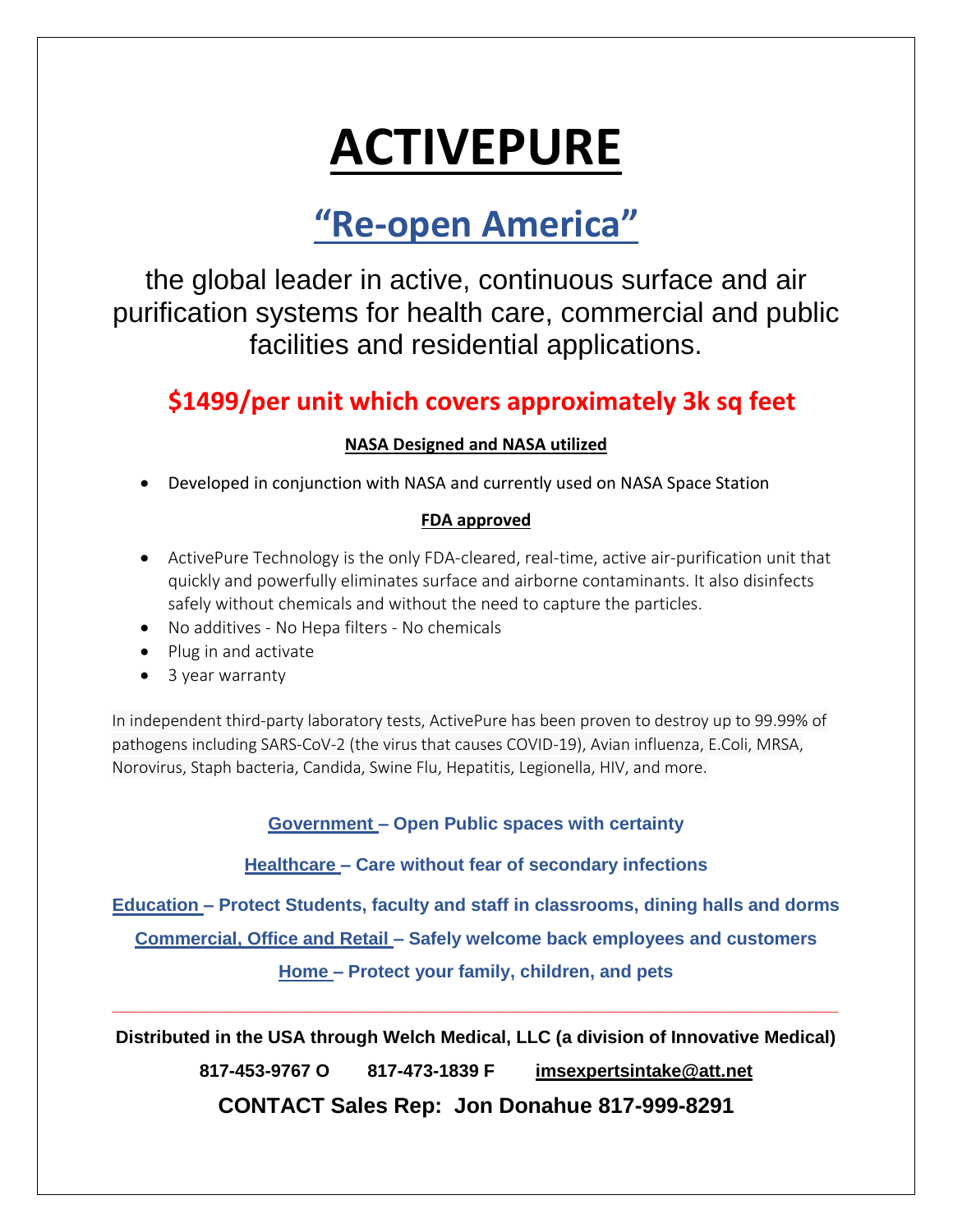# ACTIVEPURE

## "Re-open America"

the global leader in active, continuous surface and air purification systems for health care, commercial and public facilities and residential applications.

**$1499/per unit which covers approximately 3k sq feet**

**NASA Designed and NASA utilized**

- Developed in conjunction with NASA and currently used on NASA Space Station

**FDA approved**

- ActivePure Technology is the only FDA-cleared, real-time, active air-purification unit that quickly and powerfully eliminates surface and airborne contaminants. It also disinfects safely without chemicals and without the need to capture the particles.
- No additives - No Hepa filters - No chemicals
- Plug in and activate
- 3 year warranty

In independent third-party laboratory tests, ActivePure has been proven to destroy up to 99.99% of pathogens including SARS-CoV-2 (the virus that causes COVID-19), Avian influenza, E.Coli, MRSA, Norovirus, Staph bacteria, Candida, Swine Flu, Hepatitis, Legionella, HIV, and more.

**Government – Open Public spaces with certainty**

**Healthcare – Care without fear of secondary infections**

**Education – Protect Students, faculty and staff in classrooms, dining halls and dorms**

**Commercial, Office and Retail – Safely welcome back employees and customers**

**Home – Protect your family, children, and pets**

---

**Distributed in the USA through Welch Medical, LLC (a division of Innovative Medical)**

**817-453-9767 O 817-473-1839 F imsexpertsintake@att.net**

**CONTACT Sales Rep: Jon Donahue 817-999-8291**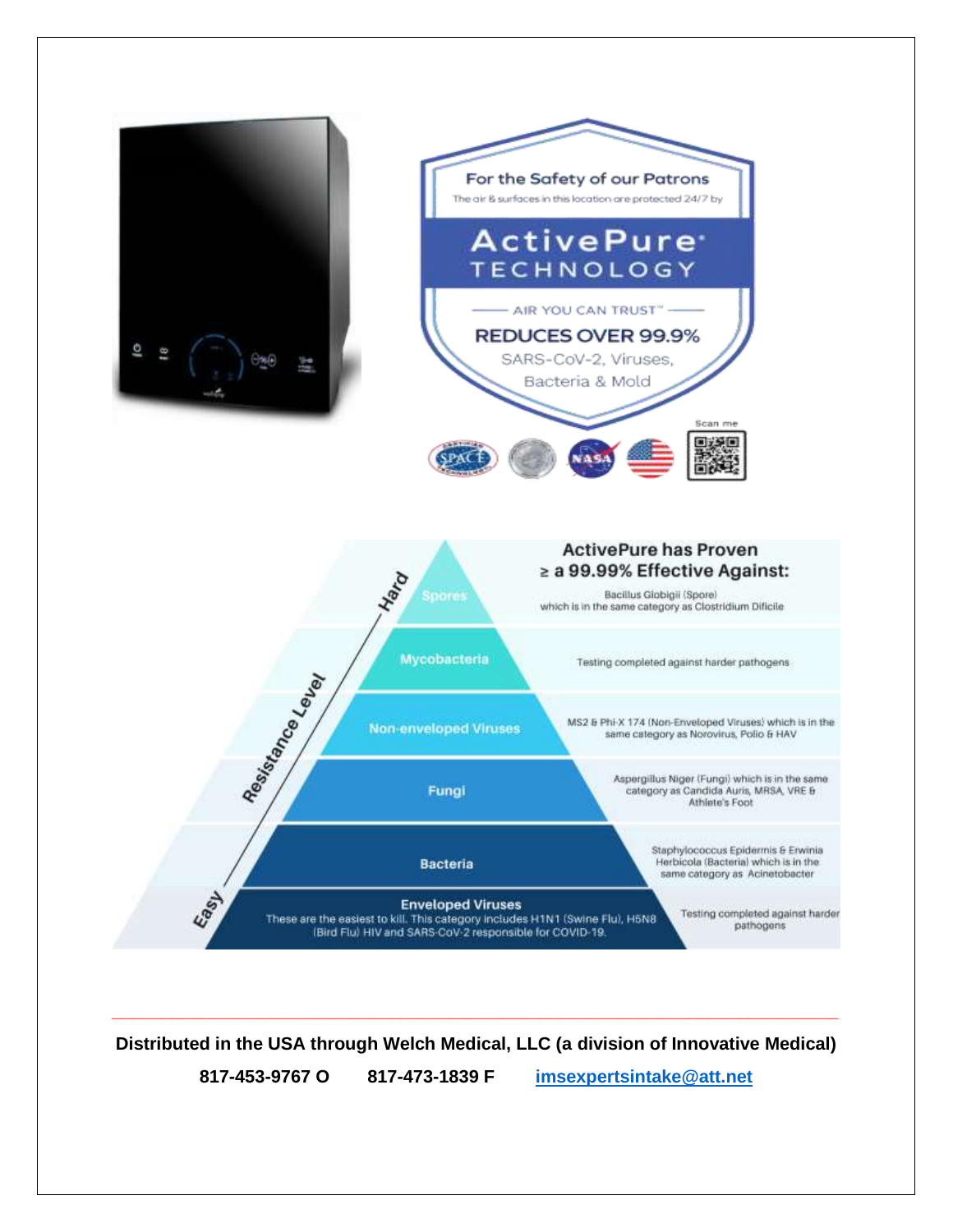For the Safety of our Patrons

The air & surfaces in this location are protected 24/7 by

**ActivePure® TECHNOLOGY**

AIR YOU CAN TRUST™

**REDUCES OVER 99.9%**

SARS-CoV-2, Viruses, Bacteria & Mold

Scan me

## ActivePure has Proven ≥ a 99.99% Effective Against:

Hard

Resistance Level

Easy

**Spores** — Bacillus Globigii (Spore) which is in the same category as Clostridium Dificile

**Mycobacteria** — Testing completed against harder pathogens

**Non-enveloped Viruses** — MS2 & Phi-X 174 (Non-Enveloped Viruses) which is in the same category as Norovirus, Polio & HAV

**Fungi** — Aspergillus Niger (Fungi) which is in the same category as Candida Auris, MRSA, VRE & Athlete's Foot

**Bacteria** — Staphylococcus Epidermis & Erwinia Herbicola (Bacteria) which is in the same category as Acinetobacter

**Enveloped Viruses** — These are the easiest to kill. This category includes H1N1 (Swine Flu), H5N8 (Bird Flu) HIV and SARS-CoV-2 responsible for COVID-19. — Testing completed against harder pathogens

---

**Distributed in the USA through Welch Medical, LLC (a division of Innovative Medical)**

**817-453-9767 O 817-473-1839 F imsexpertsintake@att.net**